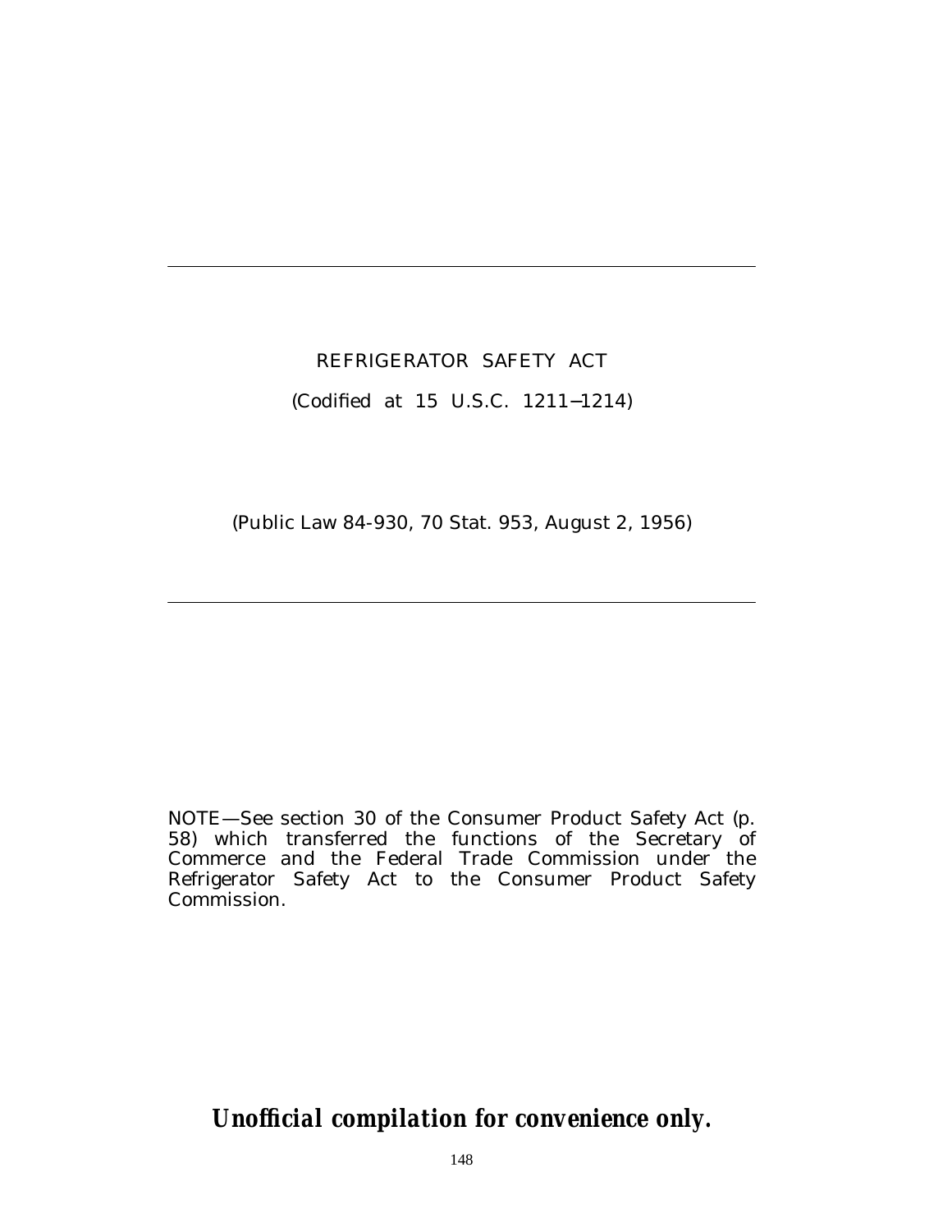# REFRIGERATOR SAFETY ACT

(Codified at 15 U.S.C. 1211–1214)

(Public Law 84-930, 70 Stat. 953, August 2, 1956)

---

NOTE—See section 30 of the Consumer Product Safety Act (p. 58) which transferred the functions of the Secretary of Commerce and the Federal Trade Commission under the Refrigerator Safety Act to the Consumer Product Safety Commission.

***Unofficial compilation for convenience only.***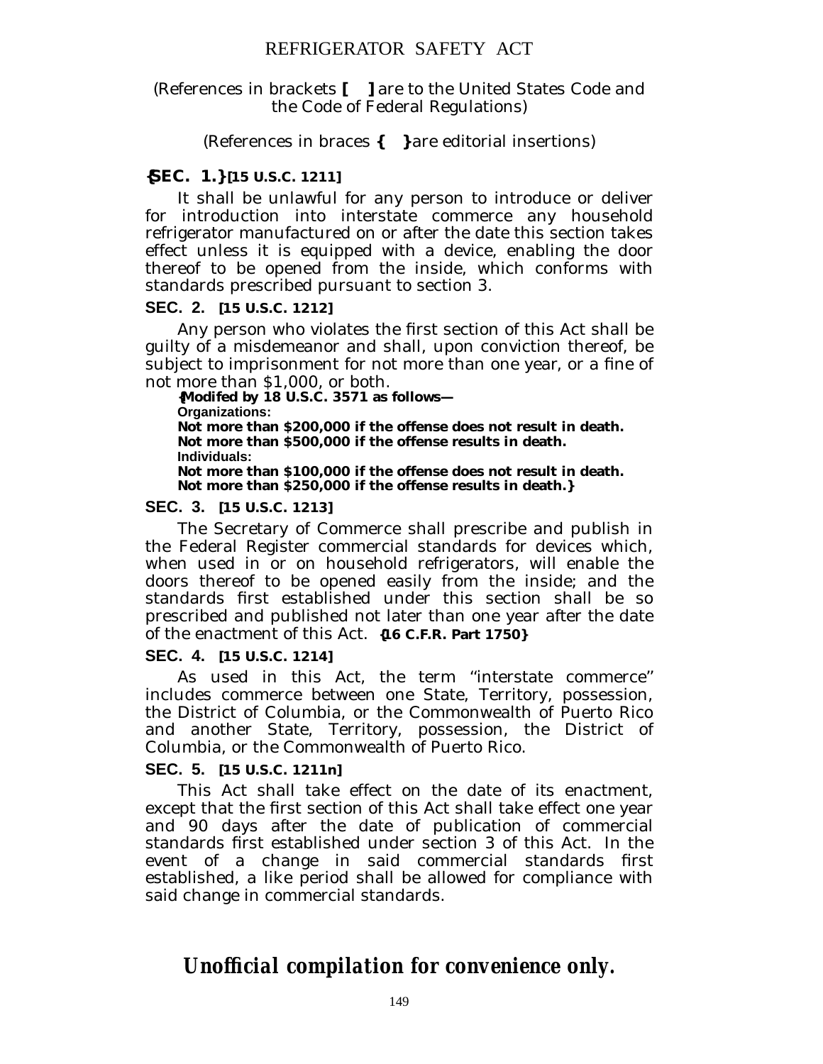# REFRIGERATOR SAFETY ACT

(References in brackets [ ] are to the United States Code and the Code of Federal Regulations)

(References in braces { } are editorial insertions)

### {SEC. 1.} [15 U.S.C. 1211]

It shall be unlawful for any person to introduce or deliver for introduction into interstate commerce any household refrigerator manufactured on or after the date this section takes effect unless it is equipped with a device, enabling the door thereof to be opened from the inside, which conforms with standards prescribed pursuant to section 3.

### SEC. 2. [15 U.S.C. 1212]

Any person who violates the first section of this Act shall be guilty of a misdemeanor and shall, upon conviction thereof, be subject to imprisonment for not more than one year, or a fine of not more than $1,000, or both.

**{Modifed by 18 U.S.C. 3571 as follows—**
**Organizations:**
**Not more than $200,000 if the offense does not result in death.**
**Not more than $500,000 if the offense results in death.**
**Individuals:**
**Not more than $100,000 if the offense does not result in death.**
**Not more than $250,000 if the offense results in death.}**

### SEC. 3. [15 U.S.C. 1213]

The Secretary of Commerce shall prescribe and publish in the Federal Register commercial standards for devices which, when used in or on household refrigerators, will enable the doors thereof to be opened easily from the inside; and the standards first established under this section shall be so prescribed and published not later than one year after the date of the enactment of this Act. **{16 C.F.R. Part 1750}**

### SEC. 4. [15 U.S.C. 1214]

As used in this Act, the term ''interstate commerce'' includes commerce between one State, Territory, possession, the District of Columbia, or the Commonwealth of Puerto Rico and another State, Territory, possession, the District of Columbia, or the Commonwealth of Puerto Rico.

### SEC. 5. [15 U.S.C. 1211n]

This Act shall take effect on the date of its enactment, except that the first section of this Act shall take effect one year and 90 days after the date of publication of commercial standards first established under section 3 of this Act. In the event of a change in said commercial standards first established, a like period shall be allowed for compliance with said change in commercial standards.

***Unofficial compilation for convenience only.***